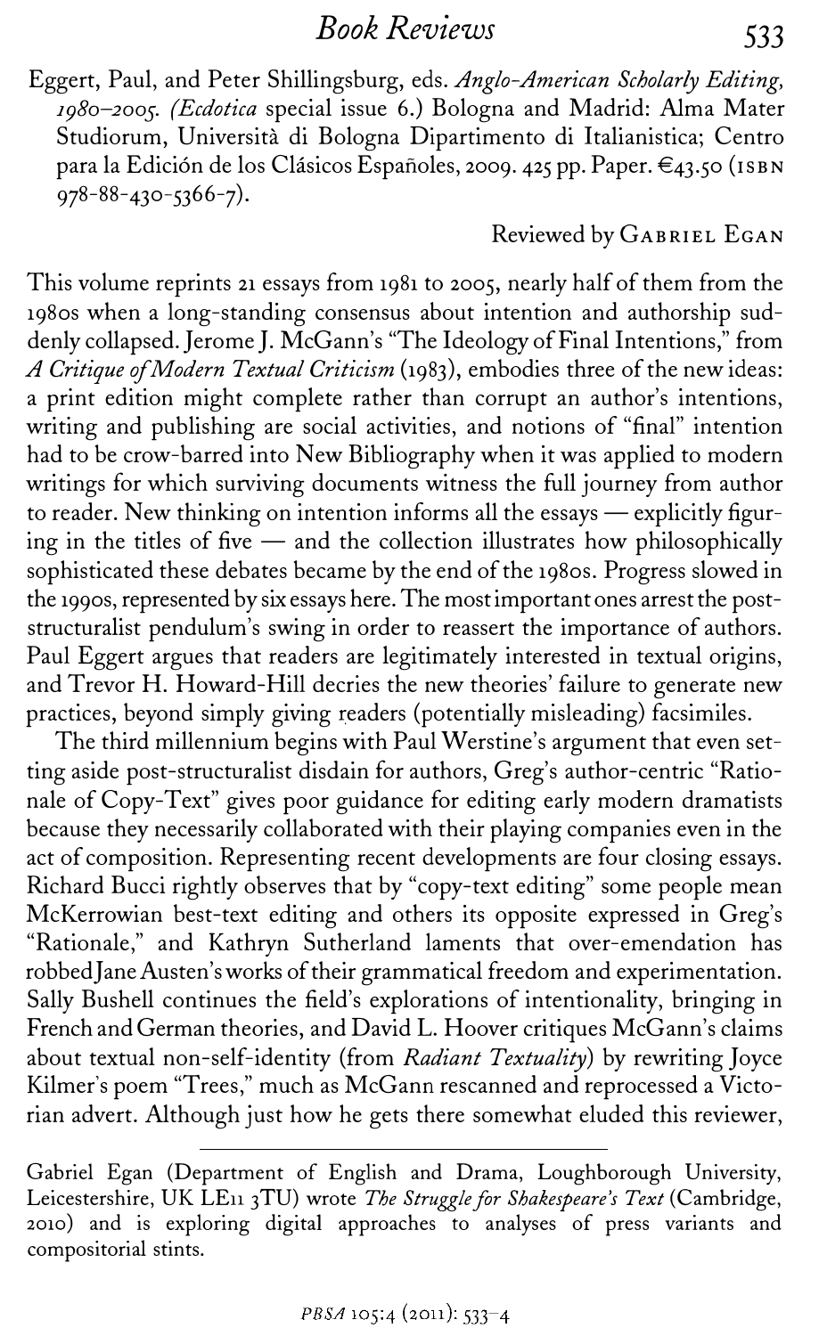Eggert, Paul, and Peter Shillingsburg, eds. *Anglo-American Scholarly Editing, 1980–2005. (Ecdotica special issue 6.)* Bologna and Madrid: Alma Mater Studiorum, Università di Bologna Dipartimento di Italianistica; Centro para la Edición de los Clásicos Españoles, 2009. 425 pp. Paper. €43.50 (ISBN 978-88-430-5366-7).

Reviewed by GABRIEL EGAN

This volume reprints 21 essays from 1981 to 2005, nearly half of them from the 1980s when a long-standing consensus about intention and authorship suddenly collapsed. Jerome J. McGann's "The Ideology of Final Intentions," from *A Critique of Modern Textual Criticism* (1983), embodies three of the new ideas: a print edition might complete rather than corrupt an author's intentions, writing and publishing are social activities, and notions of "final" intention had to be crow-barred into New Bibliography when it was applied to modern writings for which surviving documents witness the full journey from author to reader. New thinking on intention informs all the essays — explicitly figuring in the titles of five — and the collection illustrates how philosophically sophisticated these debates became by the end of the 1980s. Progress slowed in the 1990s, represented by six essays here. The most important ones arrest the post-structuralist pendulum's swing in order to reassert the importance of authors. Paul Eggert argues that readers are legitimately interested in textual origins, and Trevor H. Howard-Hill decries the new theories' failure to generate new practices, beyond simply giving readers (potentially misleading) facsimiles.

The third millennium begins with Paul Werstine's argument that even setting aside post-structuralist disdain for authors, Greg's author-centric "Rationale of Copy-Text" gives poor guidance for editing early modern dramatists because they necessarily collaborated with their playing companies even in the act of composition. Representing recent developments are four closing essays. Richard Bucci rightly observes that by "copy-text editing" some people mean McKerrowian best-text editing and others its opposite expressed in Greg's "Rationale," and Kathryn Sutherland laments that over-emendation has robbed Jane Austen's works of their grammatical freedom and experimentation. Sally Bushell continues the field's explorations of intentionality, bringing in French and German theories, and David L. Hoover critiques McGann's claims about textual non-self-identity (from *Radiant Textuality*) by rewriting Joyce Kilmer's poem "Trees," much as McGann rescanned and reprocessed a Victorian advert. Although just how he gets there somewhat eluded this reviewer,

---

Gabriel Egan (Department of English and Drama, Loughborough University, Leicestershire, UK LE11 3TU) wrote *The Struggle for Shakespeare's Text* (Cambridge, 2010) and is exploring digital approaches to analyses of press variants and compositorial stints.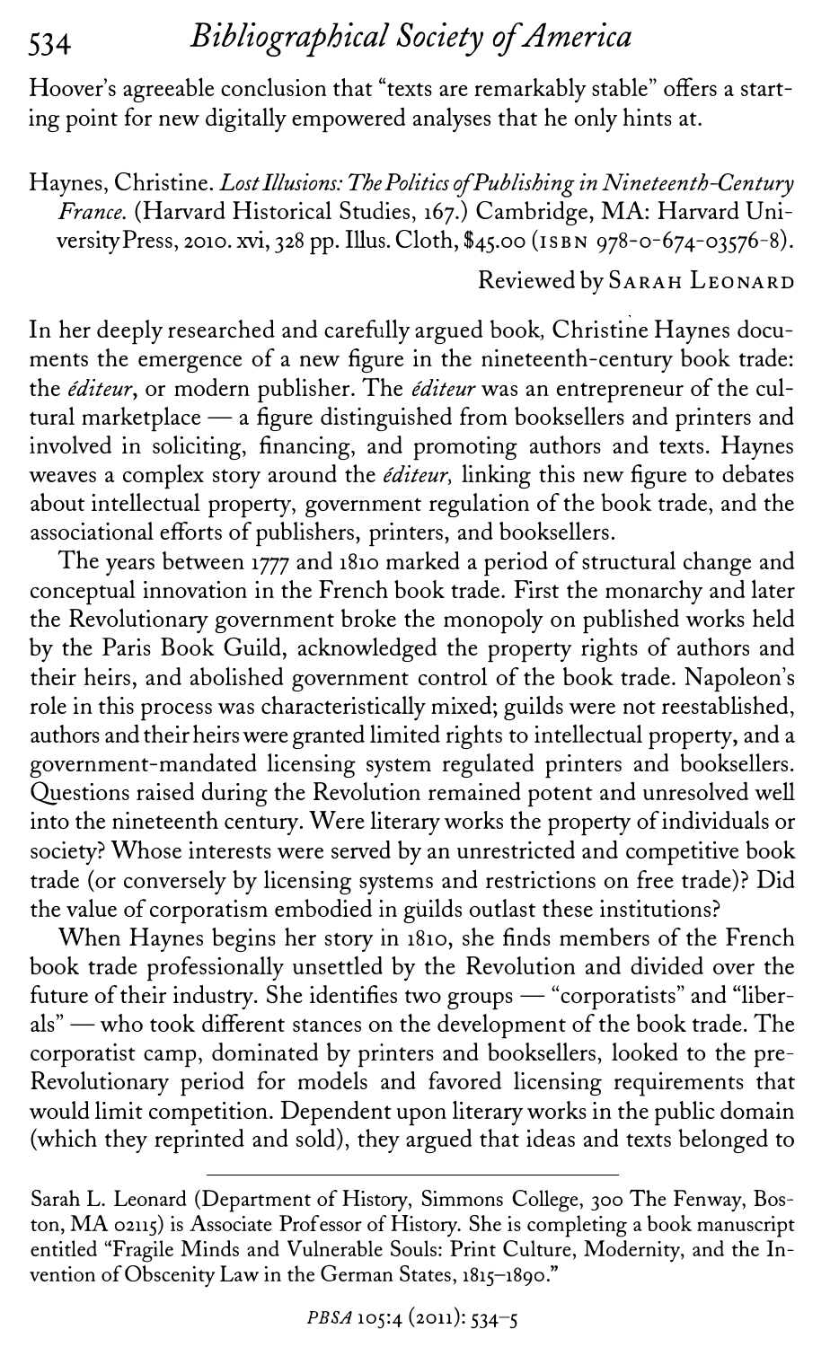Hoover's agreeable conclusion that "texts are remarkably stable" offers a starting point for new digitally empowered analyses that he only hints at.

Haynes, Christine. *Lost Illusions: The Politics of Publishing in Nineteenth-Century France.* (Harvard Historical Studies, 167.) Cambridge, MA: Harvard University Press, 2010. xvi, 328 pp. Illus. Cloth, $45.00 (ISBN 978-0-674-03576-8).

Reviewed by SARAH LEONARD

In her deeply researched and carefully argued book, Christine Haynes documents the emergence of a new figure in the nineteenth-century book trade: the *éditeur*, or modern publisher. The *éditeur* was an entrepreneur of the cultural marketplace — a figure distinguished from booksellers and printers and involved in soliciting, financing, and promoting authors and texts. Haynes weaves a complex story around the *éditeur*, linking this new figure to debates about intellectual property, government regulation of the book trade, and the associational efforts of publishers, printers, and booksellers.

The years between 1777 and 1810 marked a period of structural change and conceptual innovation in the French book trade. First the monarchy and later the Revolutionary government broke the monopoly on published works held by the Paris Book Guild, acknowledged the property rights of authors and their heirs, and abolished government control of the book trade. Napoleon's role in this process was characteristically mixed; guilds were not reestablished, authors and their heirs were granted limited rights to intellectual property, and a government-mandated licensing system regulated printers and booksellers. Questions raised during the Revolution remained potent and unresolved well into the nineteenth century. Were literary works the property of individuals or society? Whose interests were served by an unrestricted and competitive book trade (or conversely by licensing systems and restrictions on free trade)? Did the value of corporatism embodied in guilds outlast these institutions?

When Haynes begins her story in 1810, she finds members of the French book trade professionally unsettled by the Revolution and divided over the future of their industry. She identifies two groups — "corporatists" and "liberals" — who took different stances on the development of the book trade. The corporatist camp, dominated by printers and booksellers, looked to the pre-Revolutionary period for models and favored licensing requirements that would limit competition. Dependent upon literary works in the public domain (which they reprinted and sold), they argued that ideas and texts belonged to

---

Sarah L. Leonard (Department of History, Simmons College, 300 The Fenway, Boston, MA 02115) is Associate Professor of History. She is completing a book manuscript entitled "Fragile Minds and Vulnerable Souls: Print Culture, Modernity, and the Invention of Obscenity Law in the German States, 1815–1890."